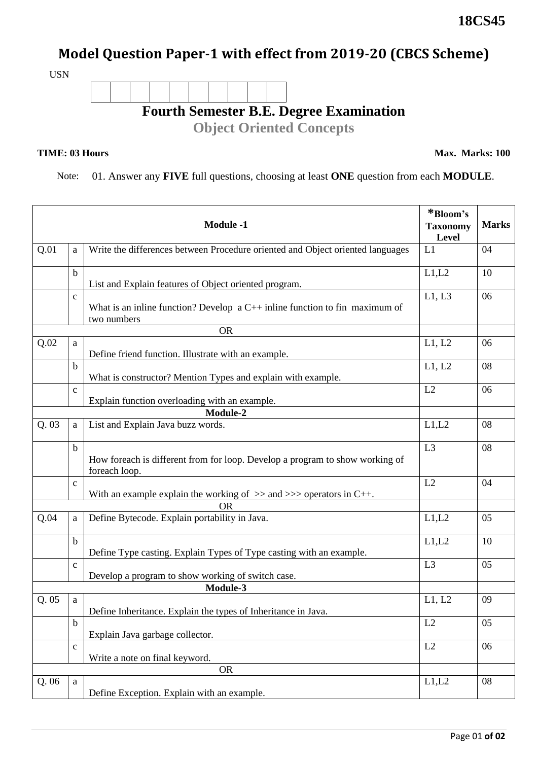**18CS45**

# Model Question Paper-1 with effect from 2019-20 (CBCS Scheme)

USN

## Fourth Semester B.E. Degree Examination

### Object Oriented Concepts

**TIME: 03 Hours** **Max. Marks: 100**

Note: 01. Answer any **FIVE** full questions, choosing at least **ONE** question from each **MODULE**.

| | | **Module -1** | ***Bloom's Taxonomy Level** | **Marks** |
|---|---|---|---|---|
| Q.01 | a | Write the differences between Procedure oriented and Object oriented languages | L1 | 04 |
| | b | List and Explain features of Object oriented program. | L1,L2 | 10 |
| | c | What is an inline function? Develop a C++ inline function to fin maximum of two numbers | L1, L3 | 06 |
| | | OR | | |
| Q.02 | a | Define friend function. Illustrate with an example. | L1, L2 | 06 |
| | b | What is constructor? Mention Types and explain with example. | L1, L2 | 08 |
| | c | Explain function overloading with an example. | L2 | 06 |
| | | **Module-2** | | |
| Q. 03 | a | List and Explain Java buzz words. | L1,L2 | 08 |
| | b | How foreach is different from for loop. Develop a program to show working of foreach loop. | L3 | 08 |
| | c | With an example explain the working of >> and >>> operators in C++. | L2 | 04 |
| | | OR | | |
| Q.04 | a | Define Bytecode. Explain portability in Java. | L1,L2 | 05 |
| | b | Define Type casting. Explain Types of Type casting with an example. | L1,L2 | 10 |
| | c | Develop a program to show working of switch case. | L3 | 05 |
| | | **Module-3** | | |
| Q. 05 | a | Define Inheritance. Explain the types of Inheritance in Java. | L1, L2 | 09 |
| | b | Explain Java garbage collector. | L2 | 05 |
| | c | Write a note on final keyword. | L2 | 06 |
| | | OR | | |
| Q. 06 | a | Define Exception. Explain with an example. | L1,L2 | 08 |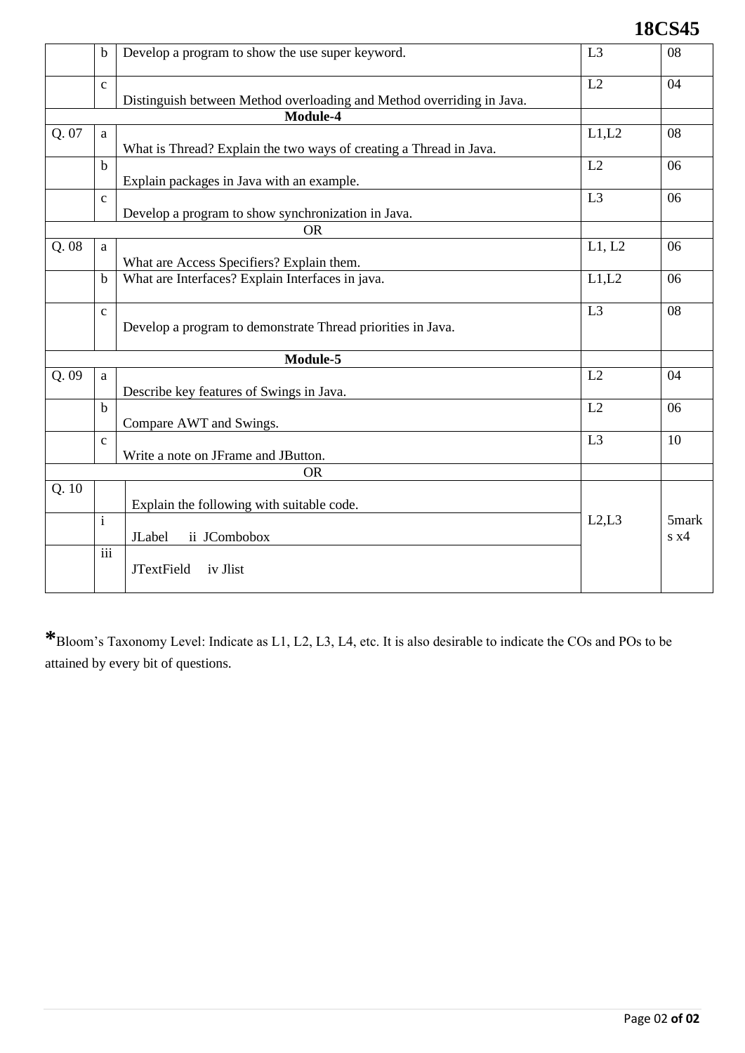| | | | | |
|---|---|---|---|---|
| | b | Develop a program to show the use super keyword. | L3 | 08 |
| | c | Distinguish between Method overloading and Method overriding in Java. | L2 | 04 |
| | | **Module-4** | | |
| Q. 07 | a | What is Thread? Explain the two ways of creating a Thread in Java. | L1,L2 | 08 |
| | b | Explain packages in Java with an example. | L2 | 06 |
| | c | Develop a program to show synchronization in Java. | L3 | 06 |
| | | OR | | |
| Q. 08 | a | What are Access Specifiers? Explain them. | L1, L2 | 06 |
| | b | What are Interfaces? Explain Interfaces in java. | L1,L2 | 06 |
| | c | Develop a program to demonstrate Thread priorities in Java. | L3 | 08 |
| | | **Module-5** | | |
| Q. 09 | a | Describe key features of Swings in Java. | L2 | 04 |
| | b | Compare AWT and Swings. | L2 | 06 |
| | c | Write a note on JFrame and JButton. | L3 | 10 |
| | | OR | | |
| Q. 10 | | Explain the following with suitable code. | L2,L3 | 5marks x4 |
| | i | JLabel ii JCombobox | | |
| | iii | JTextField iv Jlist | | |

*Bloom's Taxonomy Level: Indicate as L1, L2, L3, L4, etc. It is also desirable to indicate the COs and POs to be attained by every bit of questions.